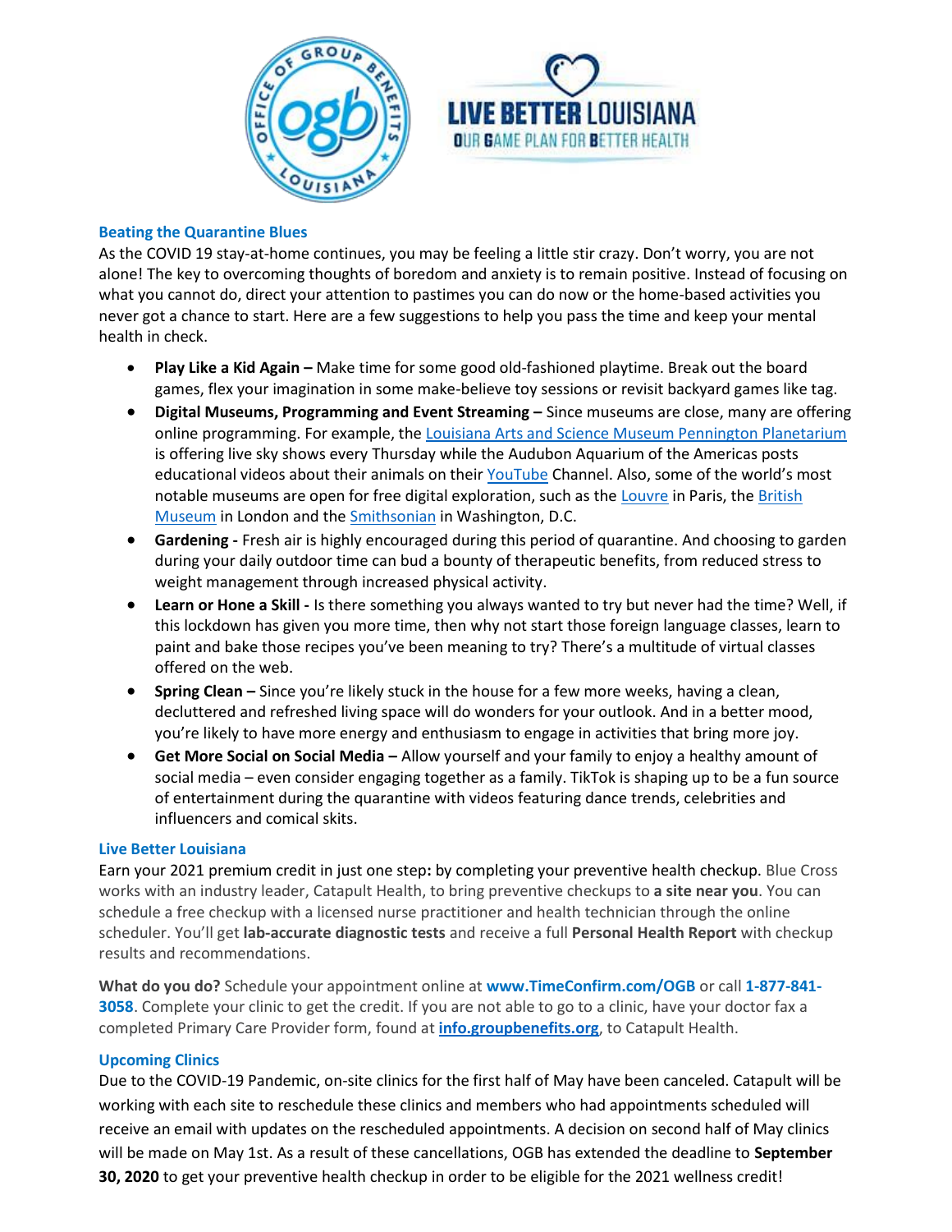## Beating the Quarantine Blues

As the COVID 19 stay-at-home continues, you may be feeling a little stir crazy. Don't worry, you are not alone! The key to overcoming thoughts of boredom and anxiety is to remain positive. Instead of focusing on what you cannot do, direct your attention to pastimes you can do now or the home-based activities you never got a chance to start. Here are a few suggestions to help you pass the time and keep your mental health in check.

- **Play Like a Kid Again –** Make time for some good old-fashioned playtime. Break out the board games, flex your imagination in some make-believe toy sessions or revisit backyard games like tag.
- **Digital Museums, Programming and Event Streaming –** Since museums are close, many are offering online programming. For example, the Louisiana Arts and Science Museum Pennington Planetarium is offering live sky shows every Thursday while the Audubon Aquarium of the Americas posts educational videos about their animals on their YouTube Channel. Also, some of the world's most notable museums are open for free digital exploration, such as the Louvre in Paris, the British Museum in London and the Smithsonian in Washington, D.C.
- **Gardening -** Fresh air is highly encouraged during this period of quarantine. And choosing to garden during your daily outdoor time can bud a bounty of therapeutic benefits, from reduced stress to weight management through increased physical activity.
- **Learn or Hone a Skill -** Is there something you always wanted to try but never had the time? Well, if this lockdown has given you more time, then why not start those foreign language classes, learn to paint and bake those recipes you've been meaning to try? There's a multitude of virtual classes offered on the web.
- **Spring Clean –** Since you're likely stuck in the house for a few more weeks, having a clean, decluttered and refreshed living space will do wonders for your outlook. And in a better mood, you're likely to have more energy and enthusiasm to engage in activities that bring more joy.
- **Get More Social on Social Media –** Allow yourself and your family to enjoy a healthy amount of social media – even consider engaging together as a family. TikTok is shaping up to be a fun source of entertainment during the quarantine with videos featuring dance trends, celebrities and influencers and comical skits.

## Live Better Louisiana

Earn your 2021 premium credit in just one step**:** by completing your preventive health checkup. Blue Cross works with an industry leader, Catapult Health, to bring preventive checkups to **a site near you**. You can schedule a free checkup with a licensed nurse practitioner and health technician through the online scheduler. You'll get **lab-accurate diagnostic tests** and receive a full **Personal Health Report** with checkup results and recommendations.

**What do you do?** Schedule your appointment online at **www.TimeConfirm.com/OGB** or call **1-877-841-3058**. Complete your clinic to get the credit. If you are not able to go to a clinic, have your doctor fax a completed Primary Care Provider form, found at **info.groupbenefits.org**, to Catapult Health.

## Upcoming Clinics

Due to the COVID-19 Pandemic, on-site clinics for the first half of May have been canceled. Catapult will be working with each site to reschedule these clinics and members who had appointments scheduled will receive an email with updates on the rescheduled appointments. A decision on second half of May clinics will be made on May 1st. As a result of these cancellations, OGB has extended the deadline to **September 30, 2020** to get your preventive health checkup in order to be eligible for the 2021 wellness credit!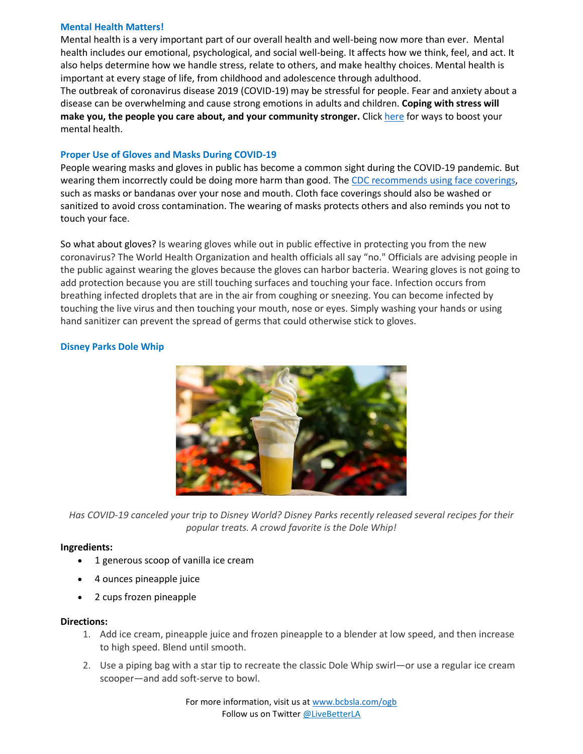## Mental Health Matters!

Mental health is a very important part of our overall health and well-being now more than ever. Mental health includes our emotional, psychological, and social well-being. It affects how we think, feel, and act. It also helps determine how we handle stress, relate to others, and make healthy choices. Mental health is important at every stage of life, from childhood and adolescence through adulthood.

The outbreak of coronavirus disease 2019 (COVID-19) may be stressful for people. Fear and anxiety about a disease can be overwhelming and cause strong emotions in adults and children. **Coping with stress will make you, the people you care about, and your community stronger.** Click here for ways to boost your mental health.

## Proper Use of Gloves and Masks During COVID-19

People wearing masks and gloves in public has become a common sight during the COVID-19 pandemic. But wearing them incorrectly could be doing more harm than good. The CDC recommends using face coverings, such as masks or bandanas over your nose and mouth. Cloth face coverings should also be washed or sanitized to avoid cross contamination. The wearing of masks protects others and also reminds you not to touch your face.

So what about gloves? Is wearing gloves while out in public effective in protecting you from the new coronavirus? The World Health Organization and health officials all say "no." Officials are advising people in the public against wearing the gloves because the gloves can harbor bacteria. Wearing gloves is not going to add protection because you are still touching surfaces and touching your face. Infection occurs from breathing infected droplets that are in the air from coughing or sneezing. You can become infected by touching the live virus and then touching your mouth, nose or eyes. Simply washing your hands or using hand sanitizer can prevent the spread of germs that could otherwise stick to gloves.

## Disney Parks Dole Whip

*Has COVID-19 canceled your trip to Disney World? Disney Parks recently released several recipes for their popular treats. A crowd favorite is the Dole Whip!*

**Ingredients:**

- 1 generous scoop of vanilla ice cream
- 4 ounces pineapple juice
- 2 cups frozen pineapple

**Directions:**

1. Add ice cream, pineapple juice and frozen pineapple to a blender at low speed, and then increase to high speed. Blend until smooth.
2. Use a piping bag with a star tip to recreate the classic Dole Whip swirl—or use a regular ice cream scooper—and add soft-serve to bowl.

For more information, visit us at www.bcbsla.com/ogb
Follow us on Twitter @LiveBetterLA